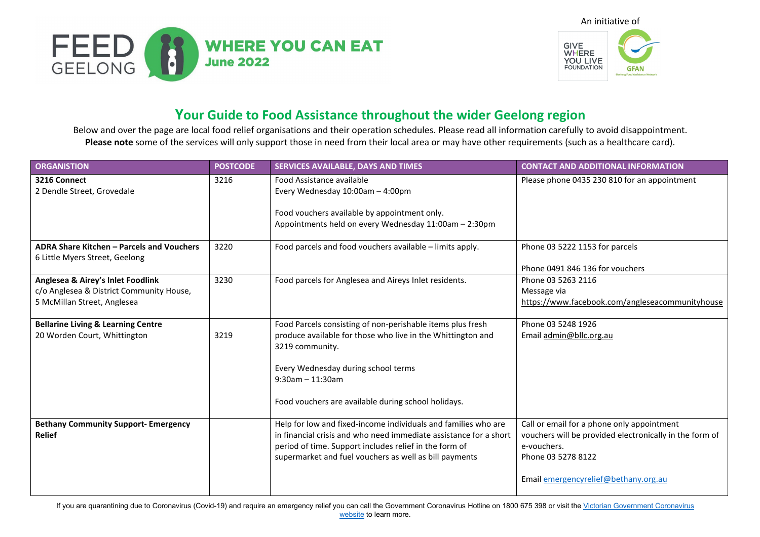FEED GEELONG **WHERE YOU CAN EAT** **June 2022**

An initiative of GIVE WHERE YOU LIVE FOUNDATION GFAN

## Your Guide to Food Assistance throughout the wider Geelong region

Below and over the page are local food relief organisations and their operation schedules. Please read all information carefully to avoid disappointment. **Please note** some of the services will only support those in need from their local area or may have other requirements (such as a healthcare card).

| ORGANISTION | POSTCODE | SERVICES AVAILABLE, DAYS AND TIMES | CONTACT AND ADDITIONAL INFORMATION |
|---|---|---|---|
| **3216 Connect**<br>2 Dendle Street, Grovedale | 3216 | Food Assistance available<br>Every Wednesday 10:00am – 4:00pm<br><br>Food vouchers available by appointment only.<br>Appointments held on every Wednesday 11:00am – 2:30pm | Please phone 0435 230 810 for an appointment |
| **ADRA Share Kitchen – Parcels and Vouchers**<br>6 Little Myers Street, Geelong | 3220 | Food parcels and food vouchers available – limits apply. | Phone 03 5222 1153 for parcels<br><br>Phone 0491 846 136 for vouchers |
| **Anglesea & Airey's Inlet Foodlink**<br>c/o Anglesea & District Community House,<br>5 McMillan Street, Anglesea | 3230 | Food parcels for Anglesea and Aireys Inlet residents. | Phone 03 5263 2116<br>Message via<br>https://www.facebook.com/angleseacommunityhouse |
| **Bellarine Living & Learning Centre**<br>20 Worden Court, Whittington | 3219 | Food Parcels consisting of non-perishable items plus fresh produce available for those who live in the Whittington and 3219 community.<br><br>Every Wednesday during school terms<br>9:30am – 11:30am<br><br>Food vouchers are available during school holidays. | Phone 03 5248 1926<br>Email admin@bllc.org.au |
| **Bethany Community Support- Emergency Relief** | | Help for low and fixed-income individuals and families who are in financial crisis and who need immediate assistance for a short period of time. Support includes relief in the form of supermarket and fuel vouchers as well as bill payments | Call or email for a phone only appointment vouchers will be provided electronically in the form of e-vouchers.<br>Phone 03 5278 8122<br><br>Email emergencyrelief@bethany.org.au |

If you are quarantining due to Coronavirus (Covid-19) and require an emergency relief you can call the Government Coronavirus Hotline on 1800 675 398 or visit the Victorian Government Coronavirus website to learn more.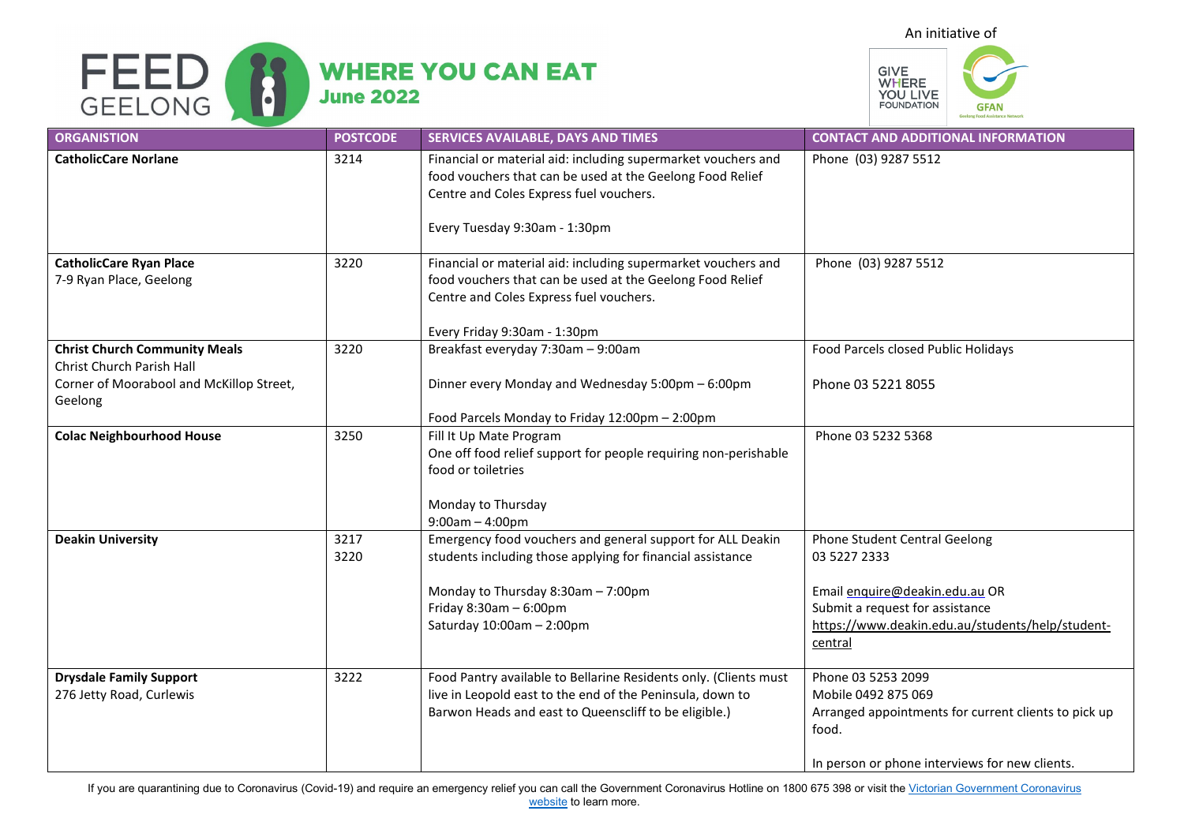# FEED GEELONG — WHERE YOU CAN EAT June 2022

An initiative of GIVE WHERE YOU LIVE FOUNDATION / GFAN

| ORGANISTION | POSTCODE | SERVICES AVAILABLE, DAYS AND TIMES | CONTACT AND ADDITIONAL INFORMATION |
|---|---|---|---|
| **CatholicCare Norlane** | 3214 | Financial or material aid: including supermarket vouchers and food vouchers that can be used at the Geelong Food Relief Centre and Coles Express fuel vouchers.<br><br>Every Tuesday 9:30am - 1:30pm | Phone (03) 9287 5512 |
| **CatholicCare Ryan Place**<br>7-9 Ryan Place, Geelong | 3220 | Financial or material aid: including supermarket vouchers and food vouchers that can be used at the Geelong Food Relief Centre and Coles Express fuel vouchers.<br><br>Every Friday 9:30am - 1:30pm | Phone (03) 9287 5512 |
| **Christ Church Community Meals**<br>Christ Church Parish Hall<br>Corner of Moorabool and McKillop Street, Geelong | 3220 | Breakfast everyday 7:30am – 9:00am<br><br>Dinner every Monday and Wednesday 5:00pm – 6:00pm<br><br>Food Parcels Monday to Friday 12:00pm – 2:00pm | Food Parcels closed Public Holidays<br><br>Phone 03 5221 8055 |
| **Colac Neighbourhood House** | 3250 | Fill It Up Mate Program<br>One off food relief support for people requiring non-perishable food or toiletries<br><br>Monday to Thursday<br>9:00am – 4:00pm | Phone 03 5232 5368 |
| **Deakin University** | 3217<br>3220 | Emergency food vouchers and general support for ALL Deakin students including those applying for financial assistance<br><br>Monday to Thursday 8:30am – 7:00pm<br>Friday 8:30am – 6:00pm<br>Saturday 10:00am – 2:00pm | Phone Student Central Geelong<br>03 5227 2333<br><br>Email enquire@deakin.edu.au OR<br>Submit a request for assistance<br>https://www.deakin.edu.au/students/help/student-central |
| **Drysdale Family Support**<br>276 Jetty Road, Curlewis | 3222 | Food Pantry available to Bellarine Residents only. (Clients must live in Leopold east to the end of the Peninsula, down to Barwon Heads and east to Queenscliff to be eligible.) | Phone 03 5253 2099<br>Mobile 0492 875 069<br>Arranged appointments for current clients to pick up food.<br><br>In person or phone interviews for new clients. |

If you are quarantining due to Coronavirus (Covid-19) and require an emergency relief you can call the Government Coronavirus Hotline on 1800 675 398 or visit the Victorian Government Coronavirus website to learn more.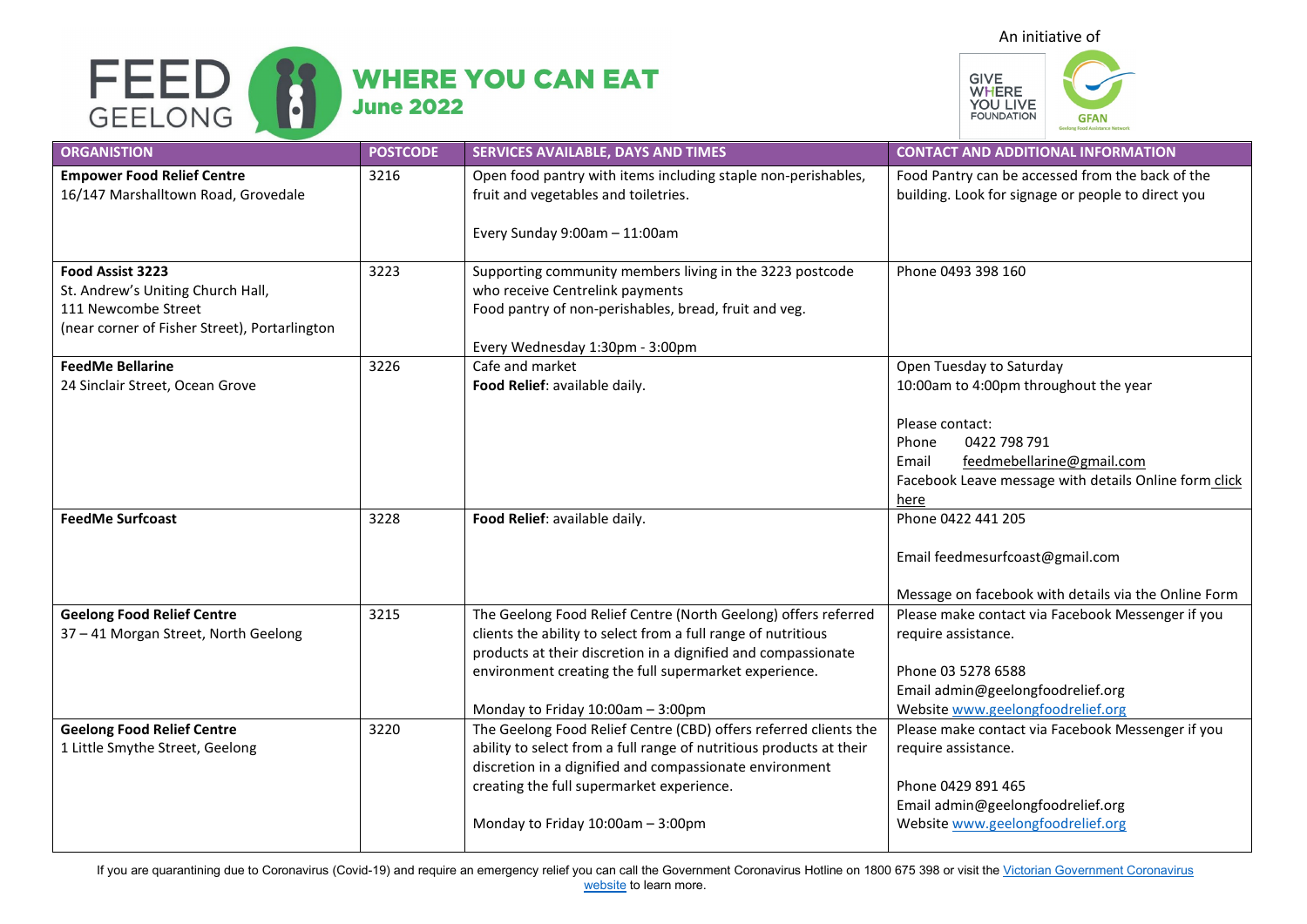# FEED GEELONG — WHERE YOU CAN EAT

## June 2022

An initiative of GIVE WHERE YOU LIVE FOUNDATION / GFAN Geelong Food Assistance Network

| ORGANISTION | POSTCODE | SERVICES AVAILABLE, DAYS AND TIMES | CONTACT AND ADDITIONAL INFORMATION |
| --- | --- | --- | --- |
| **Empower Food Relief Centre**<br>16/147 Marshalltown Road, Grovedale | 3216 | Open food pantry with items including staple non-perishables, fruit and vegetables and toiletries.<br><br>Every Sunday 9:00am – 11:00am | Food Pantry can be accessed from the back of the building. Look for signage or people to direct you |
| **Food Assist 3223**<br>St. Andrew's Uniting Church Hall,<br>111 Newcombe Street<br>(near corner of Fisher Street), Portarlington | 3223 | Supporting community members living in the 3223 postcode who receive Centrelink payments<br>Food pantry of non-perishables, bread, fruit and veg.<br><br>Every Wednesday 1:30pm - 3:00pm | Phone 0493 398 160 |
| **FeedMe Bellarine**<br>24 Sinclair Street, Ocean Grove | 3226 | Cafe and market<br>**Food Relief**: available daily. | Open Tuesday to Saturday<br>10:00am to 4:00pm throughout the year<br><br>Please contact:<br>Phone 0422 798 791<br>Email feedmebellarine@gmail.com<br>Facebook Leave message with details Online form click here |
| **FeedMe Surfcoast** | 3228 | **Food Relief**: available daily. | Phone 0422 441 205<br><br>Email feedmesurfcoast@gmail.com<br><br>Message on facebook with details via the Online Form |
| **Geelong Food Relief Centre**<br>37 – 41 Morgan Street, North Geelong | 3215 | The Geelong Food Relief Centre (North Geelong) offers referred clients the ability to select from a full range of nutritious products at their discretion in a dignified and compassionate environment creating the full supermarket experience.<br><br>Monday to Friday 10:00am – 3:00pm | Please make contact via Facebook Messenger if you require assistance.<br><br>Phone 03 5278 6588<br>Email admin@geelongfoodrelief.org<br>Website www.geelongfoodrelief.org |
| **Geelong Food Relief Centre**<br>1 Little Smythe Street, Geelong | 3220 | The Geelong Food Relief Centre (CBD) offers referred clients the ability to select from a full range of nutritious products at their discretion in a dignified and compassionate environment creating the full supermarket experience.<br><br>Monday to Friday 10:00am – 3:00pm | Please make contact via Facebook Messenger if you require assistance.<br><br>Phone 0429 891 465<br>Email admin@geelongfoodrelief.org<br>Website www.geelongfoodrelief.org |

If you are quarantining due to Coronavirus (Covid-19) and require an emergency relief you can call the Government Coronavirus Hotline on 1800 675 398 or visit the Victorian Government Coronavirus website to learn more.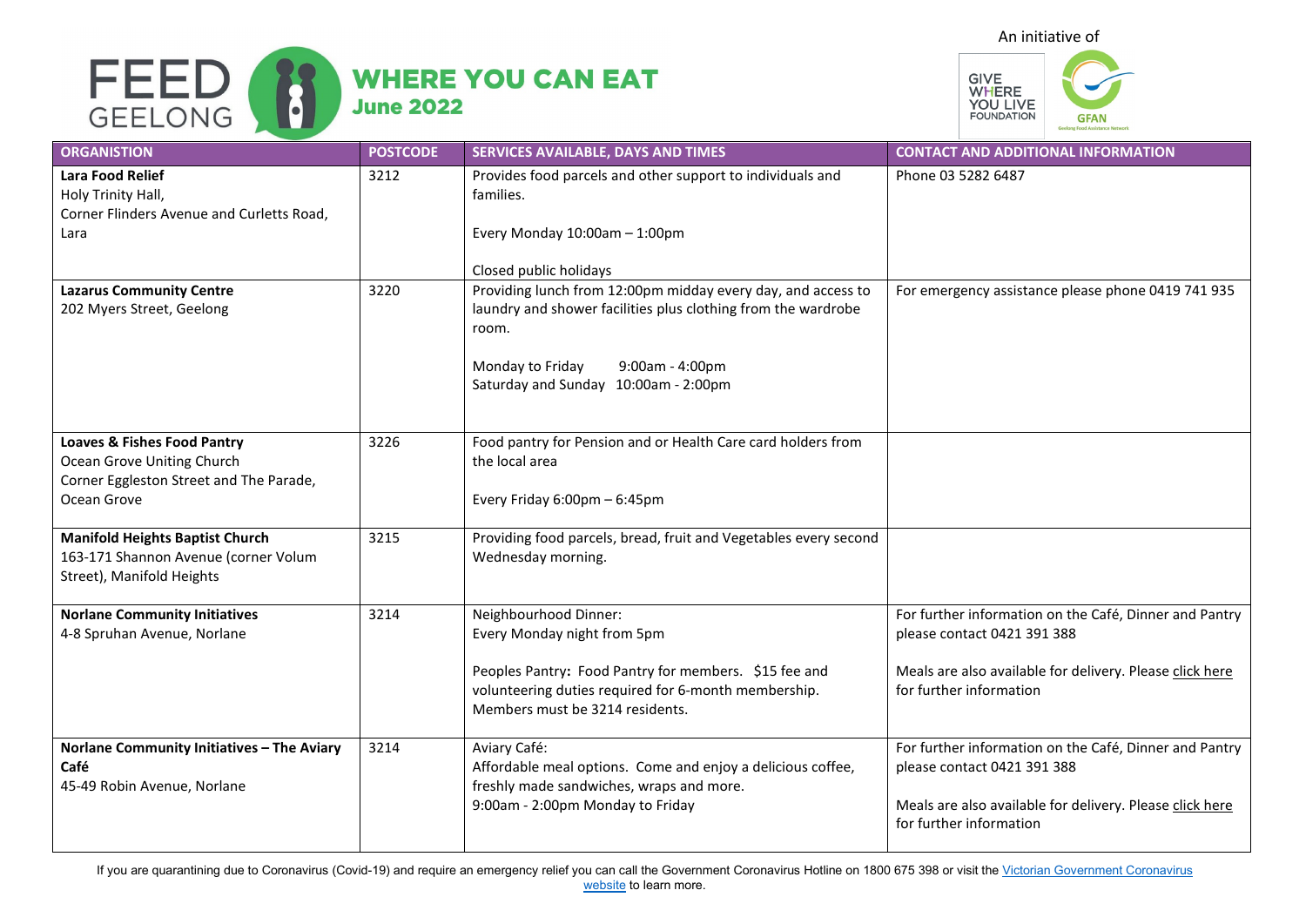# WHERE YOU CAN EAT

## June 2022

An initiative of GIVE WHERE YOU LIVE FOUNDATION, GFAN Geelong Food Assistance Network

| ORGANISTION | POSTCODE | SERVICES AVAILABLE, DAYS AND TIMES | CONTACT AND ADDITIONAL INFORMATION |
|---|---|---|---|
| **Lara Food Relief**<br>Holy Trinity Hall,<br>Corner Flinders Avenue and Curletts Road, Lara | 3212 | Provides food parcels and other support to individuals and families.<br><br>Every Monday 10:00am – 1:00pm<br><br>Closed public holidays | Phone 03 5282 6487 |
| **Lazarus Community Centre**<br>202 Myers Street, Geelong | 3220 | Providing lunch from 12:00pm midday every day, and access to laundry and shower facilities plus clothing from the wardrobe room.<br><br>Monday to Friday 9:00am - 4:00pm<br>Saturday and Sunday 10:00am - 2:00pm | For emergency assistance please phone 0419 741 935 |
| **Loaves & Fishes Food Pantry**<br>Ocean Grove Uniting Church<br>Corner Eggleston Street and The Parade, Ocean Grove | 3226 | Food pantry for Pension and or Health Care card holders from the local area<br><br>Every Friday 6:00pm – 6:45pm | |
| **Manifold Heights Baptist Church**<br>163-171 Shannon Avenue (corner Volum Street), Manifold Heights | 3215 | Providing food parcels, bread, fruit and Vegetables every second Wednesday morning. | |
| **Norlane Community Initiatives**<br>4-8 Spruhan Avenue, Norlane | 3214 | Neighbourhood Dinner:<br>Every Monday night from 5pm<br><br>Peoples Pantry**:** Food Pantry for members. $15 fee and volunteering duties required for 6-month membership. Members must be 3214 residents. | For further information on the Café, Dinner and Pantry please contact 0421 391 388<br><br>Meals are also available for delivery. Please click here for further information |
| **Norlane Community Initiatives – The Aviary Café**<br>45-49 Robin Avenue, Norlane | 3214 | Aviary Café:<br>Affordable meal options. Come and enjoy a delicious coffee, freshly made sandwiches, wraps and more.<br>9:00am - 2:00pm Monday to Friday | For further information on the Café, Dinner and Pantry please contact 0421 391 388<br><br>Meals are also available for delivery. Please click here for further information |

If you are quarantining due to Coronavirus (Covid-19) and require an emergency relief you can call the Government Coronavirus Hotline on 1800 675 398 or visit the Victorian Government Coronavirus website to learn more.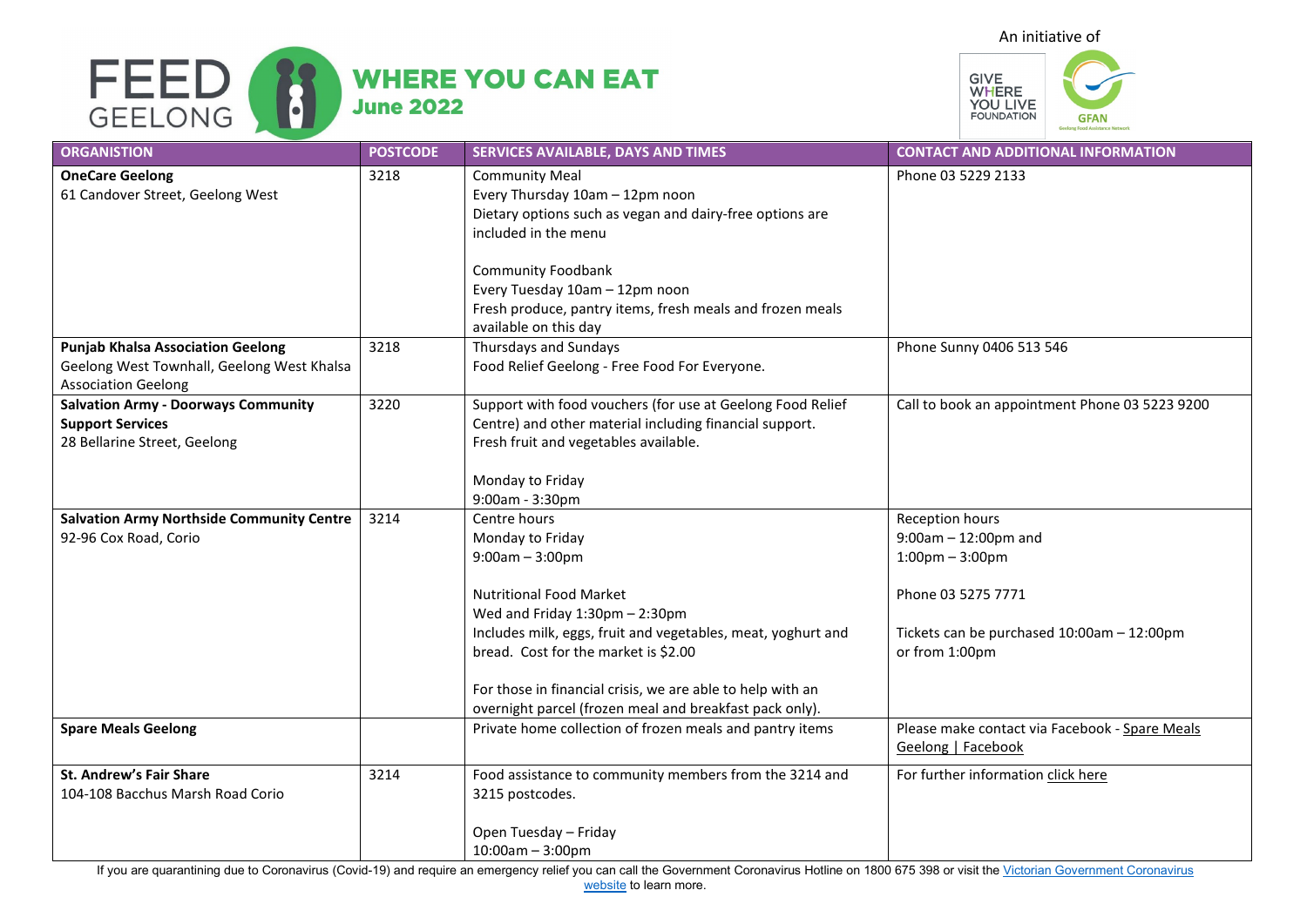# FEED GEELONG WHERE YOU CAN EAT

## June 2022

An initiative of GIVE WHERE YOU LIVE FOUNDATION GFAN

| ORGANISTION | POSTCODE | SERVICES AVAILABLE, DAYS AND TIMES | CONTACT AND ADDITIONAL INFORMATION |
| --- | --- | --- | --- |
| **OneCare Geelong**<br>61 Candover Street, Geelong West | 3218 | Community Meal<br>Every Thursday 10am – 12pm noon<br>Dietary options such as vegan and dairy-free options are included in the menu<br><br>Community Foodbank<br>Every Tuesday 10am – 12pm noon<br>Fresh produce, pantry items, fresh meals and frozen meals available on this day | Phone 03 5229 2133 |
| **Punjab Khalsa Association Geelong**<br>Geelong West Townhall, Geelong West Khalsa Association Geelong | 3218 | Thursdays and Sundays<br>Food Relief Geelong - Free Food For Everyone. | Phone Sunny 0406 513 546 |
| **Salvation Army - Doorways Community Support Services**<br>28 Bellarine Street, Geelong | 3220 | Support with food vouchers (for use at Geelong Food Relief Centre) and other material including financial support.<br>Fresh fruit and vegetables available.<br><br>Monday to Friday<br>9:00am - 3:30pm | Call to book an appointment Phone 03 5223 9200 |
| **Salvation Army Northside Community Centre**<br>92-96 Cox Road, Corio | 3214 | Centre hours<br>Monday to Friday<br>9:00am – 3:00pm<br><br>Nutritional Food Market<br>Wed and Friday 1:30pm – 2:30pm<br>Includes milk, eggs, fruit and vegetables, meat, yoghurt and bread. Cost for the market is $2.00<br><br>For those in financial crisis, we are able to help with an overnight parcel (frozen meal and breakfast pack only). | Reception hours<br>9:00am – 12:00pm and<br>1:00pm – 3:00pm<br><br>Phone 03 5275 7771<br><br>Tickets can be purchased 10:00am – 12:00pm or from 1:00pm |
| **Spare Meals Geelong** | | Private home collection of frozen meals and pantry items | Please make contact via Facebook - Spare Meals Geelong \| Facebook |
| **St. Andrew's Fair Share**<br>104-108 Bacchus Marsh Road Corio | 3214 | Food assistance to community members from the 3214 and 3215 postcodes.<br><br>Open Tuesday – Friday<br>10:00am – 3:00pm | For further information click here |

If you are quarantining due to Coronavirus (Covid-19) and require an emergency relief you can call the Government Coronavirus Hotline on 1800 675 398 or visit the Victorian Government Coronavirus website to learn more.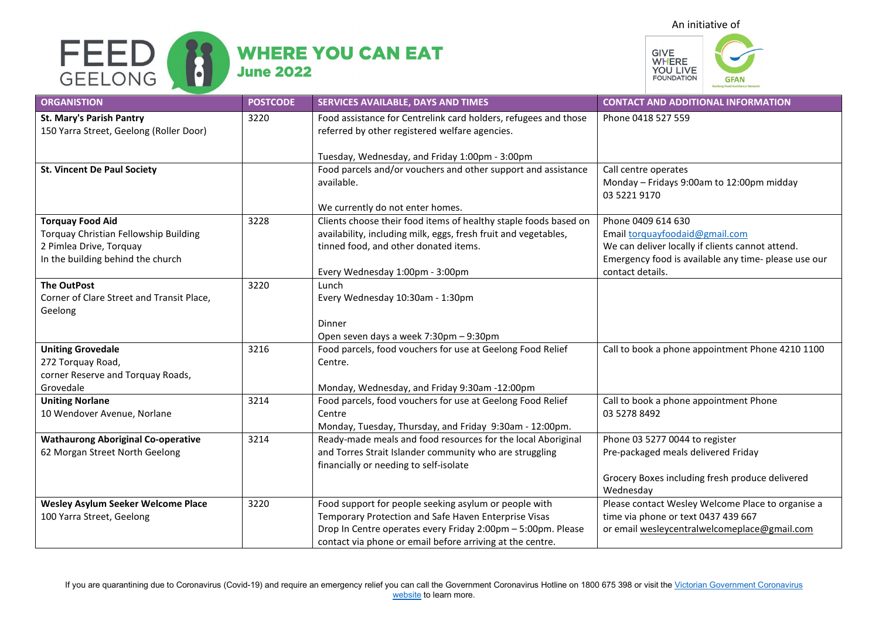# FEED GEELONG WHERE YOU CAN EAT June 2022

An initiative of GIVE WHERE YOU LIVE FOUNDATION, GFAN Geelong Food Assistance Network

| ORGANISTION | POSTCODE | SERVICES AVAILABLE, DAYS AND TIMES | CONTACT AND ADDITIONAL INFORMATION |
|---|---|---|---|
| **St. Mary's Parish Pantry**<br>150 Yarra Street, Geelong (Roller Door) | 3220 | Food assistance for Centrelink card holders, refugees and those referred by other registered welfare agencies.<br><br>Tuesday, Wednesday, and Friday 1:00pm - 3:00pm | Phone 0418 527 559 |
| **St. Vincent De Paul Society** | | Food parcels and/or vouchers and other support and assistance available.<br><br>We currently do not enter homes. | Call centre operates<br>Monday – Fridays 9:00am to 12:00pm midday<br>03 5221 9170 |
| **Torquay Food Aid**<br>Torquay Christian Fellowship Building<br>2 Pimlea Drive, Torquay<br>In the building behind the church | 3228 | Clients choose their food items of healthy staple foods based on availability, including milk, eggs, fresh fruit and vegetables, tinned food, and other donated items.<br><br>Every Wednesday 1:00pm - 3:00pm | Phone 0409 614 630<br>Email torquayfoodaid@gmail.com<br>We can deliver locally if clients cannot attend.<br>Emergency food is available any time- please use our contact details. |
| **The OutPost**<br>Corner of Clare Street and Transit Place, Geelong | 3220 | Lunch<br>Every Wednesday 10:30am - 1:30pm<br><br>Dinner<br>Open seven days a week 7:30pm – 9:30pm | |
| **Uniting Grovedale**<br>272 Torquay Road,<br>corner Reserve and Torquay Roads,<br>Grovedale | 3216 | Food parcels, food vouchers for use at Geelong Food Relief Centre.<br><br>Monday, Wednesday, and Friday 9:30am -12:00pm | Call to book a phone appointment Phone 4210 1100 |
| **Uniting Norlane**<br>10 Wendover Avenue, Norlane | 3214 | Food parcels, food vouchers for use at Geelong Food Relief Centre<br>Monday, Tuesday, Thursday, and Friday 9:30am - 12:00pm. | Call to book a phone appointment Phone<br>03 5278 8492 |
| **Wathaurong Aboriginal Co-operative**<br>62 Morgan Street North Geelong | 3214 | Ready-made meals and food resources for the local Aboriginal and Torres Strait Islander community who are struggling financially or needing to self-isolate | Phone 03 5277 0044 to register<br>Pre-packaged meals delivered Friday<br><br>Grocery Boxes including fresh produce delivered Wednesday |
| **Wesley Asylum Seeker Welcome Place**<br>100 Yarra Street, Geelong | 3220 | Food support for people seeking asylum or people with Temporary Protection and Safe Haven Enterprise Visas<br>Drop In Centre operates every Friday 2:00pm – 5:00pm. Please contact via phone or email before arriving at the centre. | Please contact Wesley Welcome Place to organise a time via phone or text 0437 439 667<br>or email wesleycentralwelcomeplace@gmail.com |

If you are quarantining due to Coronavirus (Covid-19) and require an emergency relief you can call the Government Coronavirus Hotline on 1800 675 398 or visit the Victorian Government Coronavirus website to learn more.